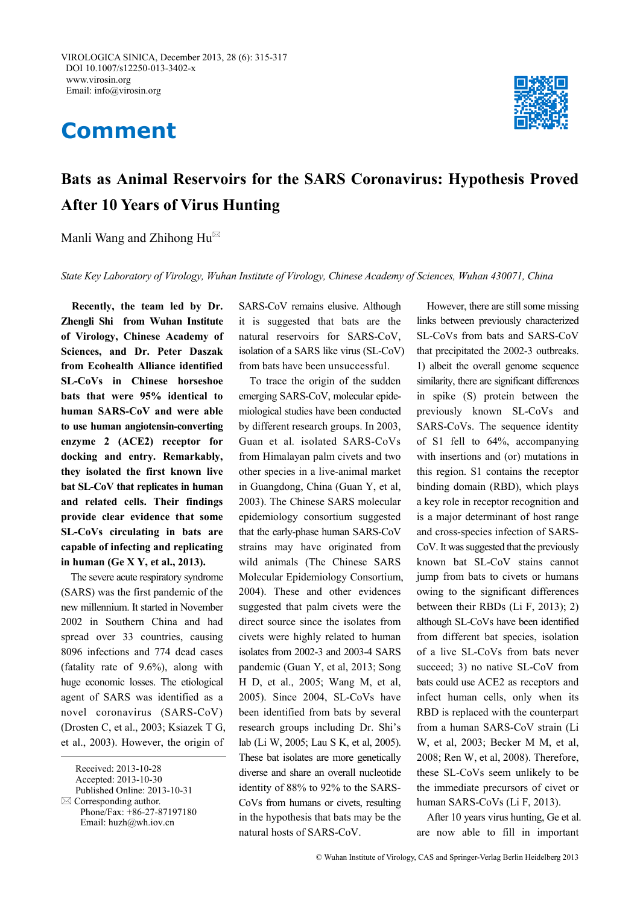# Comment

## Bats as Animal Reservoirs for the SARS Coronavirus: Hypothesis Proved After 10 Years of Virus Hunting

Manli Wang and Zhihong Hu✉

*State Key Laboratory of Virology, Wuhan Institute of Virology, Chinese Academy of Sciences, Wuhan 430071, China*

**Recently, the team led by Dr. Zhengli Shi from Wuhan Institute of Virology, Chinese Academy of Sciences, and Dr. Peter Daszak from Ecohealth Alliance identified SL-CoVs in Chinese horseshoe bats that were 95% identical to human SARS-CoV and were able to use human angiotensin-converting enzyme 2 (ACE2) receptor for docking and entry. Remarkably, they isolated the first known live bat SL-CoV that replicates in human and related cells. Their findings provide clear evidence that some SL-CoVs circulating in bats are capable of infecting and replicating in human (Ge X Y, et al., 2013).**

The severe acute respiratory syndrome (SARS) was the first pandemic of the new millennium. It started in November 2002 in Southern China and had spread over 33 countries, causing 8096 infections and 774 dead cases (fatality rate of 9.6%), along with huge economic losses. The etiological agent of SARS was identified as a novel coronavirus (SARS-CoV) (Drosten C, et al., 2003; Ksiazek T G, et al., 2003). However, the origin of SARS-CoV remains elusive. Although it is suggested that bats are the natural reservoirs for SARS-CoV, isolation of a SARS like virus (SL-CoV) from bats have been unsuccessful.

To trace the origin of the sudden emerging SARS-CoV, molecular epidemiological studies have been conducted by different research groups. In 2003, Guan et al. isolated SARS-CoVs from Himalayan palm civets and two other species in a live-animal market in Guangdong, China (Guan Y, et al, 2003). The Chinese SARS molecular epidemiology consortium suggested that the early-phase human SARS-CoV strains may have originated from wild animals (The Chinese SARS Molecular Epidemiology Consortium, 2004). These and other evidences suggested that palm civets were the direct source since the isolates from civets were highly related to human isolates from 2002-3 and 2003-4 SARS pandemic (Guan Y, et al, 2013; Song H D, et al., 2005; Wang M, et al, 2005). Since 2004, SL-CoVs have been identified from bats by several research groups including Dr. Shi's lab (Li W, 2005; Lau S K, et al, 2005). These bat isolates are more genetically diverse and share an overall nucleotide identity of 88% to 92% to the SARS-CoVs from humans or civets, resulting in the hypothesis that bats may be the natural hosts of SARS-CoV.

However, there are still some missing links between previously characterized SL-CoVs from bats and SARS-CoV that precipitated the 2002-3 outbreaks. 1) albeit the overall genome sequence similarity, there are significant differences in spike (S) protein between the previously known SL-CoVs and SARS-CoVs. The sequence identity of S1 fell to 64%, accompanying with insertions and (or) mutations in this region. S1 contains the receptor binding domain (RBD), which plays a key role in receptor recognition and is a major determinant of host range and cross-species infection of SARS-CoV. It was suggested that the previously known bat SL-CoV stains cannot jump from bats to civets or humans owing to the significant differences between their RBDs (Li F, 2013); 2) although SL-CoVs have been identified from different bat species, isolation of a live SL-CoVs from bats never succeed; 3) no native SL-CoV from bats could use ACE2 as receptors and infect human cells, only when its RBD is replaced with the counterpart from a human SARS-CoV strain (Li W, et al, 2003; Becker M M, et al, 2008; Ren W, et al, 2008). Therefore, these SL-CoVs seem unlikely to be the immediate precursors of civet or human SARS-CoVs (Li F, 2013).

After 10 years virus hunting, Ge et al. are now able to fill in important

Received: 2013-10-28
Accepted: 2013-10-30
Published Online: 2013-10-31
✉ Corresponding author.
Phone/Fax: +86-27-87197180
Email: huzh@wh.iov.cn

© Wuhan Institute of Virology, CAS and Springer-Verlag Berlin Heidelberg 2013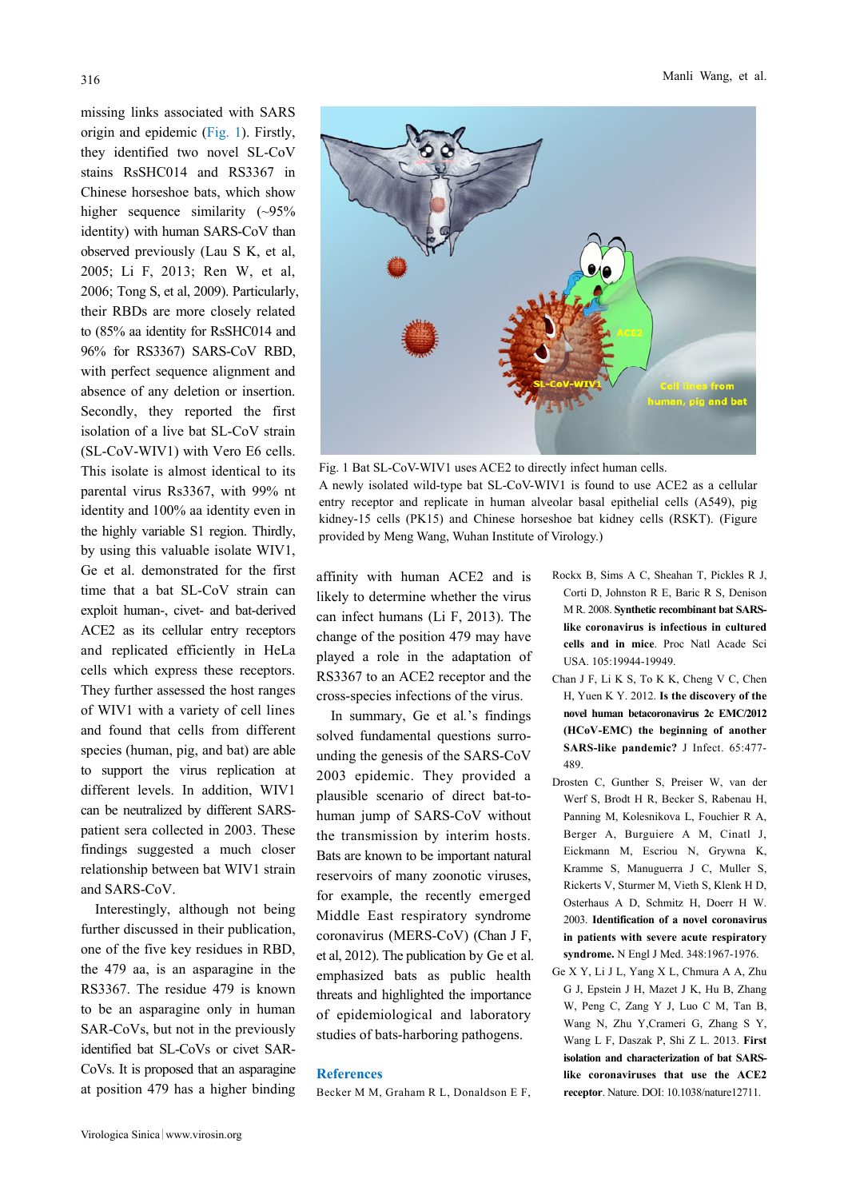missing links associated with SARS origin and epidemic (Fig. 1). Firstly, they identified two novel SL-CoV stains RsSHC014 and RS3367 in Chinese horseshoe bats, which show higher sequence similarity (~95% identity) with human SARS-CoV than observed previously (Lau S K, et al, 2005; Li F, 2013; Ren W, et al, 2006; Tong S, et al, 2009). Particularly, their RBDs are more closely related to (85% aa identity for RsSHC014 and 96% for RS3367) SARS-CoV RBD, with perfect sequence alignment and absence of any deletion or insertion. Secondly, they reported the first isolation of a live bat SL-CoV strain (SL-CoV-WIV1) with Vero E6 cells. This isolate is almost identical to its parental virus Rs3367, with 99% nt identity and 100% aa identity even in the highly variable S1 region. Thirdly, by using this valuable isolate WIV1, Ge et al. demonstrated for the first time that a bat SL-CoV strain can exploit human-, civet- and bat-derived ACE2 as its cellular entry receptors and replicated efficiently in HeLa cells which express these receptors. They further assessed the host ranges of WIV1 with a variety of cell lines and found that cells from different species (human, pig, and bat) are able to support the virus replication at different levels. In addition, WIV1 can be neutralized by different SARS-patient sera collected in 2003. These findings suggested a much closer relationship between bat WIV1 strain and SARS-CoV.

Fig. 1 Bat SL-CoV-WIV1 uses ACE2 to directly infect human cells.
A newly isolated wild-type bat SL-CoV-WIV1 is found to use ACE2 as a cellular entry receptor and replicate in human alveolar basal epithelial cells (A549), pig kidney-15 cells (PK15) and Chinese horseshoe bat kidney cells (RSKT). (Figure provided by Meng Wang, Wuhan Institute of Virology.)

Interestingly, although not being further discussed in their publication, one of the five key residues in RBD, the 479 aa, is an asparagine in the RS3367. The residue 479 is known to be an asparagine only in human SAR-CoVs, but not in the previously identified bat SL-CoVs or civet SAR-CoVs. It is proposed that an asparagine at position 479 has a higher binding affinity with human ACE2 and is likely to determine whether the virus can infect humans (Li F, 2013). The change of the position 479 may have played a role in the adaptation of RS3367 to an ACE2 receptor and the cross-species infections of the virus.

In summary, Ge et al.'s findings solved fundamental questions surrounding the genesis of the SARS-CoV 2003 epidemic. They provided a plausible scenario of direct bat-to-human jump of SARS-CoV without the transmission by interim hosts. Bats are known to be important natural reservoirs of many zoonotic viruses, for example, the recently emerged Middle East respiratory syndrome coronavirus (MERS-CoV) (Chan J F, et al, 2012). The publication by Ge et al. emphasized bats as public health threats and highlighted the importance of epidemiological and laboratory studies of bats-harboring pathogens.

## References

Becker M M, Graham R L, Donaldson E F, Rockx B, Sims A C, Sheahan T, Pickles R J, Corti D, Johnston R E, Baric R S, Denison M R. 2008. **Synthetic recombinant bat SARS-like coronavirus is infectious in cultured cells and in mice**. Proc Natl Acade Sci USA. 105:19944-19949.

Chan J F, Li K S, To K K, Cheng V C, Chen H, Yuen K Y. 2012. **Is the discovery of the novel human betacoronavirus 2c EMC/2012 (HCoV-EMC) the beginning of another SARS-like pandemic?** J Infect. 65:477-489.

Drosten C, Gunther S, Preiser W, van der Werf S, Brodt H R, Becker S, Rabenau H, Panning M, Kolesnikova L, Fouchier R A, Berger A, Burguiere A M, Cinatl J, Eickmann M, Escriou N, Grywna K, Kramme S, Manuguerra J C, Muller S, Rickerts V, Sturmer M, Vieth S, Klenk H D, Osterhaus A D, Schmitz H, Doerr H W. 2003. **Identification of a novel coronavirus in patients with severe acute respiratory syndrome.** N Engl J Med. 348:1967-1976.

Ge X Y, Li J L, Yang X L, Chmura A A, Zhu G J, Epstein J H, Mazet J K, Hu B, Zhang W, Peng C, Zang Y J, Luo C M, Tan B, Wang N, Zhu Y,Crameri G, Zhang S Y, Wang L F, Daszak P, Shi Z L. 2013. **First isolation and characterization of bat SARS-like coronaviruses that use the ACE2 receptor**. Nature. DOI: 10.1038/nature12711.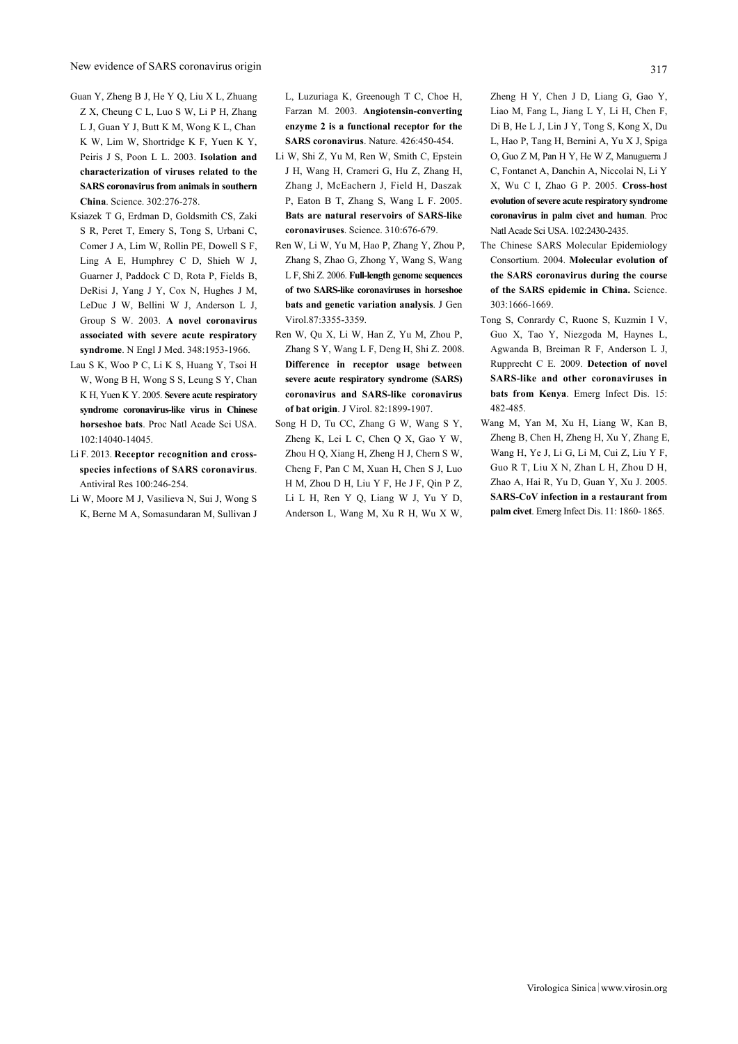Guan Y, Zheng B J, He Y Q, Liu X L, Zhuang Z X, Cheung C L, Luo S W, Li P H, Zhang L J, Guan Y J, Butt K M, Wong K L, Chan K W, Lim W, Shortridge K F, Yuen K Y, Peiris J S, Poon L L. 2003. **Isolation and characterization of viruses related to the SARS coronavirus from animals in southern China**. Science. 302:276-278.

Ksiazek T G, Erdman D, Goldsmith CS, Zaki S R, Peret T, Emery S, Tong S, Urbani C, Comer J A, Lim W, Rollin PE, Dowell S F, Ling A E, Humphrey C D, Shieh W J, Guarner J, Paddock C D, Rota P, Fields B, DeRisi J, Yang J Y, Cox N, Hughes J M, LeDuc J W, Bellini W J, Anderson L J, Group S W. 2003. **A novel coronavirus associated with severe acute respiratory syndrome**. N Engl J Med. 348:1953-1966.

Lau S K, Woo P C, Li K S, Huang Y, Tsoi H W, Wong B H, Wong S S, Leung S Y, Chan K H, Yuen K Y. 2005. **Severe acute respiratory syndrome coronavirus-like virus in Chinese horseshoe bats**. Proc Natl Acade Sci USA. 102:14040-14045.

Li F. 2013. **Receptor recognition and cross-species infections of SARS coronavirus**. Antiviral Res 100:246-254.

Li W, Moore M J, Vasilieva N, Sui J, Wong S K, Berne M A, Somasundaran M, Sullivan J L, Luzuriaga K, Greenough T C, Choe H, Farzan M. 2003. **Angiotensin-converting enzyme 2 is a functional receptor for the SARS coronavirus**. Nature. 426:450-454.

Li W, Shi Z, Yu M, Ren W, Smith C, Epstein J H, Wang H, Crameri G, Hu Z, Zhang H, Zhang J, McEachern J, Field H, Daszak P, Eaton B T, Zhang S, Wang L F. 2005. **Bats are natural reservoirs of SARS-like coronaviruses**. Science. 310:676-679.

Ren W, Li W, Yu M, Hao P, Zhang Y, Zhou P, Zhang S, Zhao G, Zhong Y, Wang S, Wang L F, Shi Z. 2006. **Full-length genome sequences of two SARS-like coronaviruses in horseshoe bats and genetic variation analysis**. J Gen Virol.87:3355-3359.

Ren W, Qu X, Li W, Han Z, Yu M, Zhou P, Zhang S Y, Wang L F, Deng H, Shi Z. 2008. **Difference in receptor usage between severe acute respiratory syndrome (SARS) coronavirus and SARS-like coronavirus of bat origin**. J Virol. 82:1899-1907.

Song H D, Tu CC, Zhang G W, Wang S Y, Zheng K, Lei L C, Chen Q X, Gao Y W, Zhou H Q, Xiang H, Zheng H J, Chern S W, Cheng F, Pan C M, Xuan H, Chen S J, Luo H M, Zhou D H, Liu Y F, He J F, Qin P Z, Li L H, Ren Y Q, Liang W J, Yu Y D, Anderson L, Wang M, Xu R H, Wu X W, Zheng H Y, Chen J D, Liang G, Gao Y, Liao M, Fang L, Jiang L Y, Li H, Chen F, Di B, He L J, Lin J Y, Tong S, Kong X, Du L, Hao P, Tang H, Bernini A, Yu X J, Spiga O, Guo Z M, Pan H Y, He W Z, Manuguerra J C, Fontanet A, Danchin A, Niccolai N, Li Y X, Wu C I, Zhao G P. 2005. **Cross-host evolution of severe acute respiratory syndrome coronavirus in palm civet and human**. Proc Natl Acade Sci USA. 102:2430-2435.

The Chinese SARS Molecular Epidemiology Consortium. 2004. **Molecular evolution of the SARS coronavirus during the course of the SARS epidemic in China.** Science. 303:1666-1669.

Tong S, Conrardy C, Ruone S, Kuzmin I V, Guo X, Tao Y, Niezgoda M, Haynes L, Agwanda B, Breiman R F, Anderson L J, Rupprecht C E. 2009. **Detection of novel SARS-like and other coronaviruses in bats from Kenya**. Emerg Infect Dis. 15: 482-485.

Wang M, Yan M, Xu H, Liang W, Kan B, Zheng B, Chen H, Zheng H, Xu Y, Zhang E, Wang H, Ye J, Li G, Li M, Cui Z, Liu Y F, Guo R T, Liu X N, Zhan L H, Zhou D H, Zhao A, Hai R, Yu D, Guan Y, Xu J. 2005. **SARS-CoV infection in a restaurant from palm civet**. Emerg Infect Dis. 11: 1860- 1865.